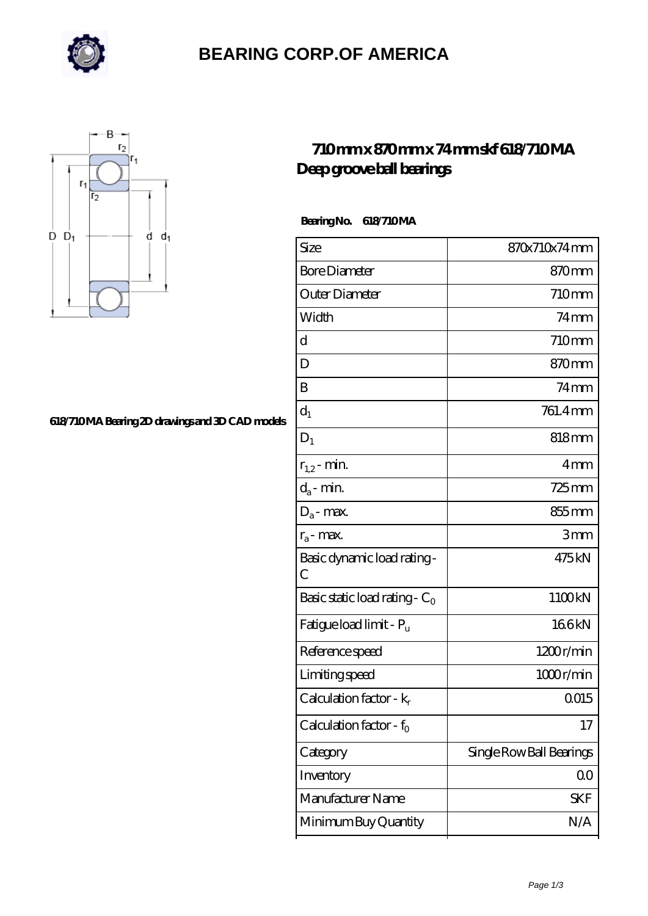# BEARING CORP.OF AMERICA

## 710 mm x 870 mm x 74 mm skf 618/710 MA Deep groove ball bearings

618/710 MA Bearing 2D drawings and 3D CAD models

**Bearing No. 618/710 MA**

| Size | 870x710x74 mm |
|---|---|
| Bore Diameter | 870 mm |
| Outer Diameter | 710 mm |
| Width | 74 mm |
| d | 710 mm |
| D | 870 mm |
| B | 74 mm |
| $d_1$ | 761.4 mm |
| $D_1$ | 818 mm |
| $r_{1,2}$ - min. | 4 mm |
| $d_a$ - min. | 725 mm |
| $D_a$ - max. | 855 mm |
| $r_a$ - max. | 3 mm |
| Basic dynamic load rating - C | 475 kN |
| Basic static load rating - $C_0$ | 1100 kN |
| Fatigue load limit - $P_u$ | 16.6 kN |
| Reference speed | 1200 r/min |
| Limiting speed | 1000 r/min |
| Calculation factor - $k_r$ | 0.015 |
| Calculation factor - $f_0$ | 17 |
| Category | Single Row Ball Bearings |
| Inventory | 0.0 |
| Manufacturer Name | SKF |
| Minimum Buy Quantity | N/A |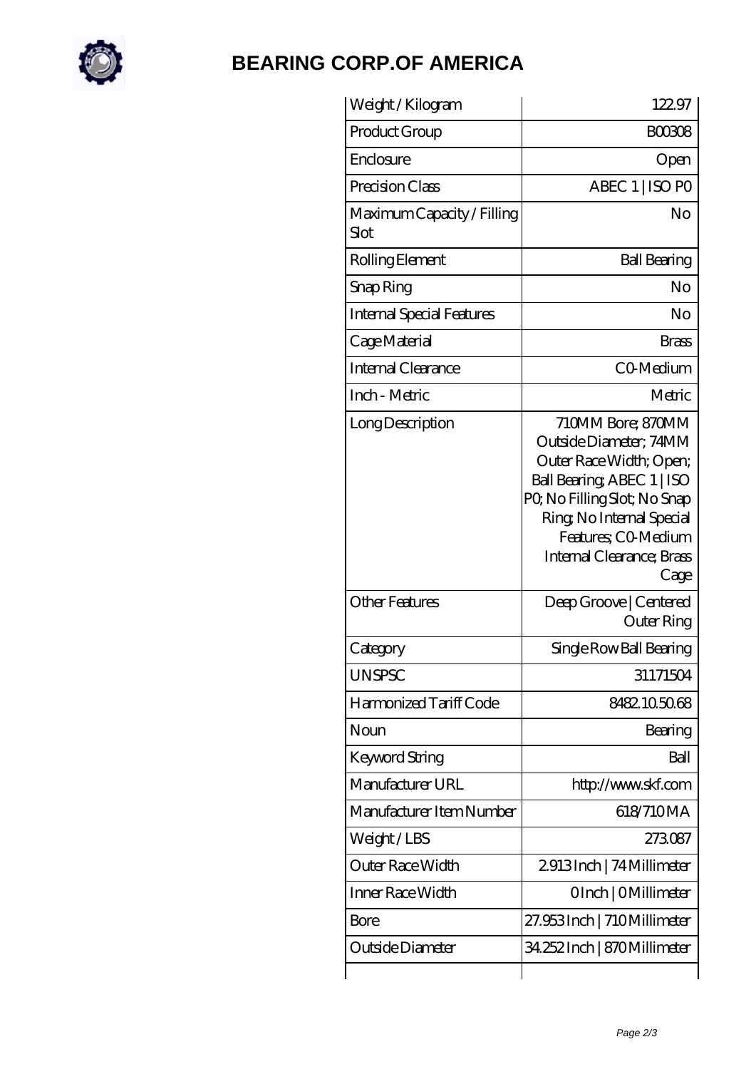# BEARING CORP.OF AMERICA

| Weight / Kilogram | 122.97 |
|---|---|
| Product Group | B00308 |
| Enclosure | Open |
| Precision Class | ABEC 1 \| ISO P0 |
| Maximum Capacity / Filling Slot | No |
| Rolling Element | Ball Bearing |
| Snap Ring | No |
| Internal Special Features | No |
| Cage Material | Brass |
| Internal Clearance | C0-Medium |
| Inch - Metric | Metric |
| Long Description | 710MM Bore; 870MM Outside Diameter; 74MM Outer Race Width; Open; Ball Bearing; ABEC 1 \| ISO P0; No Filling Slot; No Snap Ring; No Internal Special Features; C0-Medium Internal Clearance; Brass Cage |
| Other Features | Deep Groove \| Centered Outer Ring |
| Category | Single Row Ball Bearing |
| UNSPSC | 31171504 |
| Harmonized Tariff Code | 8482.10.50.68 |
| Noun | Bearing |
| Keyword String | Ball |
| Manufacturer URL | http://www.skf.com |
| Manufacturer Item Number | 618/710 MA |
| Weight / LBS | 273.087 |
| Outer Race Width | 2.913 Inch \| 74 Millimeter |
| Inner Race Width | 0 Inch \| 0 Millimeter |
| Bore | 27.953 Inch \| 710 Millimeter |
| Outside Diameter | 34.252 Inch \| 870 Millimeter |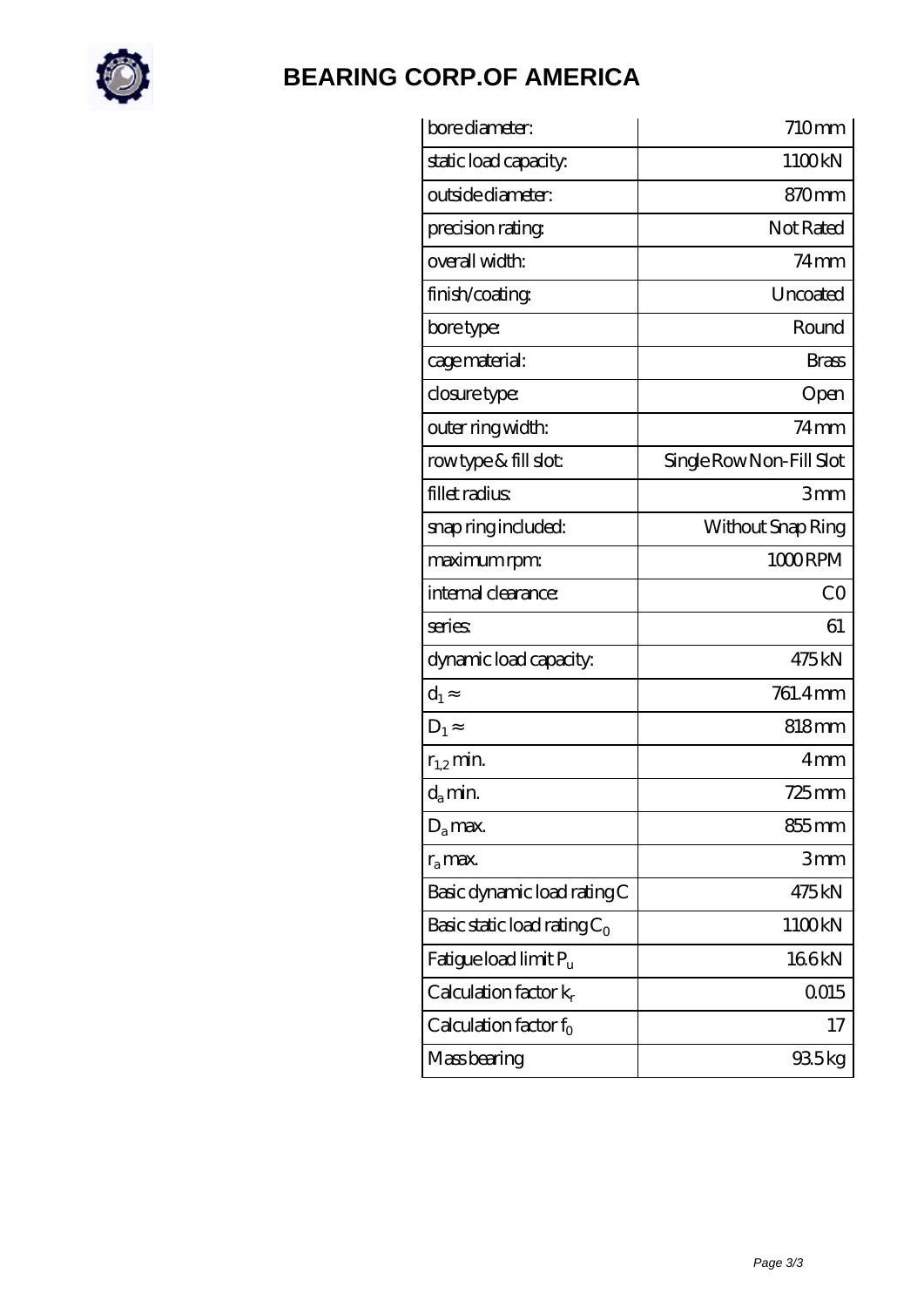# BEARING CORP.OF AMERICA

| | |
|---|---|
| bore diameter: | 710 mm |
| static load capacity: | 1100 kN |
| outside diameter: | 870 mm |
| precision rating: | Not Rated |
| overall width: | 74 mm |
| finish/coating: | Uncoated |
| bore type: | Round |
| cage material: | Brass |
| closure type: | Open |
| outer ring width: | 74 mm |
| row type & fill slot: | Single Row Non-Fill Slot |
| fillet radius: | 3 mm |
| snap ring included: | Without Snap Ring |
| maximum rpm: | 1000 RPM |
| internal clearance: | C0 |
| series: | 61 |
| dynamic load capacity: | 475 kN |
| $d_1 \approx$ | 761.4 mm |
| $D_1 \approx$ | 818 mm |
| $r_{1,2}$ min. | 4 mm |
| $d_a$ min. | 725 mm |
| $D_a$ max. | 855 mm |
| $r_a$ max. | 3 mm |
| Basic dynamic load rating C | 475 kN |
| Basic static load rating $C_0$ | 1100 kN |
| Fatigue load limit $P_u$ | 16.6 kN |
| Calculation factor $k_r$ | 0.015 |
| Calculation factor $f_0$ | 17 |
| Mass bearing | 93.5 kg |